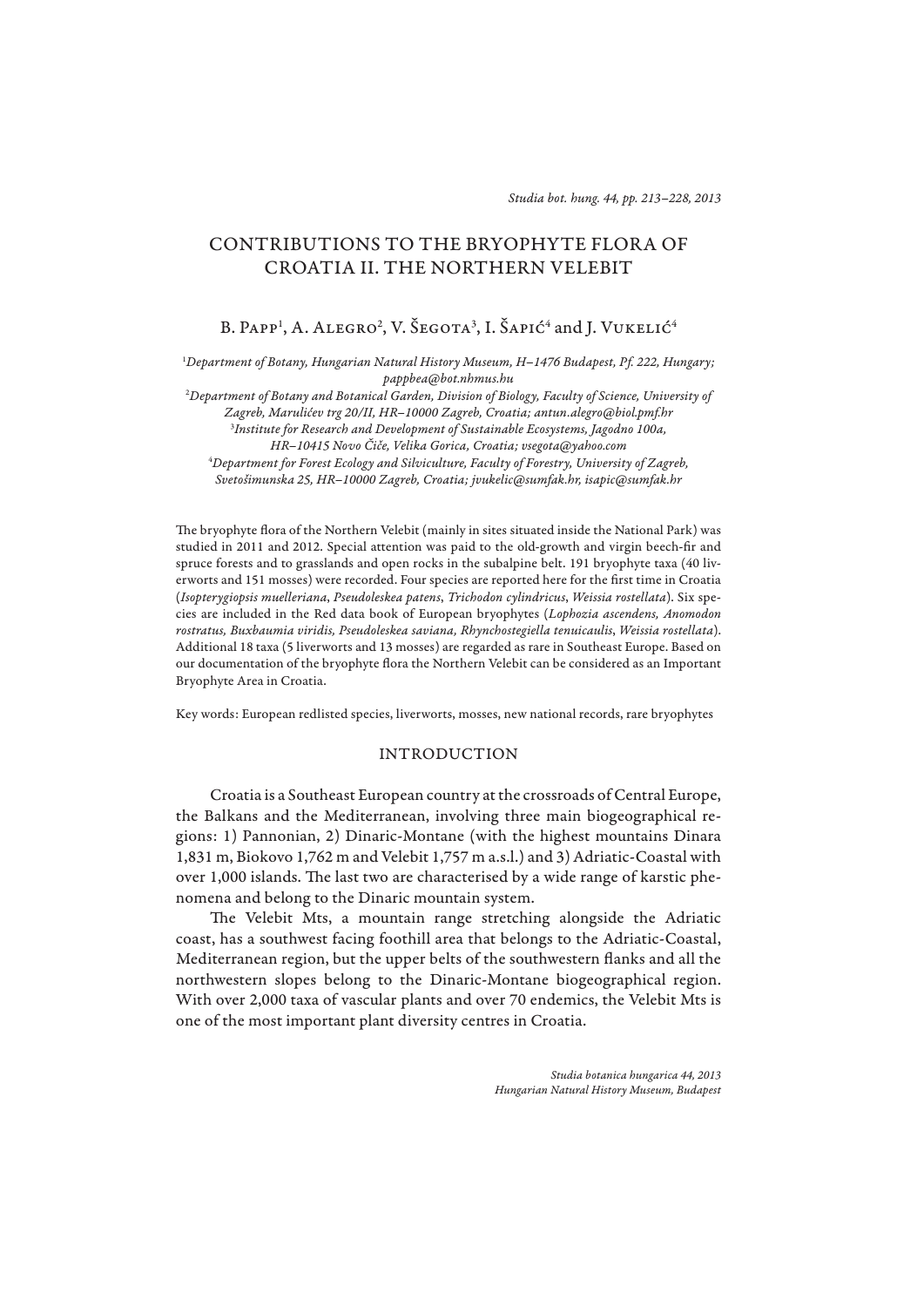# CONTRIBUTIONS TO THE BRYOPHYTE FLORA OF CROATIA II. THE NORTHERN VELEBIT

B. Papp[1], A. Alegro[2], V. Šegota[3], I. Šapić[4] and J. Vukelić[4]

[1]*Department of Botany, Hungarian Natural History Museum, H–1476 Budapest, Pf. 222, Hungary; pappbea@bot.nhmus.hu*
[2]*Department of Botany and Botanical Garden, Division of Biology, Faculty of Science, University of Zagreb, Marulićev trg 20/II, HR–10000 Zagreb, Croatia; antun.alegro@biol.pmf.hr*
[3]*Institute for Research and Development of Sustainable Ecosystems, Jagodno 100a, HR–10415 Novo Čiče, Velika Gorica, Croatia; vsegota@yahoo.com*
[4]*Department for Forest Ecology and Silviculture, Faculty of Forestry, University of Zagreb, Svetošimunska 25, HR–10000 Zagreb, Croatia; jvukelic@sumfak.hr, isapic@sumfak.hr*

The bryophyte flora of the Northern Velebit (mainly in sites situated inside the National Park) was studied in 2011 and 2012. Special attention was paid to the old-growth and virgin beech-fir and spruce forests and to grasslands and open rocks in the subalpine belt. 191 bryophyte taxa (40 liverworts and 151 mosses) were recorded. Four species are reported here for the first time in Croatia (*Isopterygiopsis muelleriana*, *Pseudoleskea patens*, *Trichodon cylindricus*, *Weissia rostellata*). Six species are included in the Red data book of European bryophytes (*Lophozia ascendens, Anomodon rostratus, Buxbaumia viridis, Pseudoleskea saviana, Rhynchostegiella tenuicaulis*, *Weissia rostellata*). Additional 18 taxa (5 liverworts and 13 mosses) are regarded as rare in Southeast Europe. Based on our documentation of the bryophyte flora the Northern Velebit can be considered as an Important Bryophyte Area in Croatia.

Key words: European redlisted species, liverworts, mosses, new national records, rare bryophytes

## INTRODUCTION

Croatia is a Southeast European country at the crossroads of Central Europe, the Balkans and the Mediterranean, involving three main biogeographical regions: 1) Pannonian, 2) Dinaric-Montane (with the highest mountains Dinara 1,831 m, Biokovo 1,762 m and Velebit 1,757 m a.s.l.) and 3) Adriatic-Coastal with over 1,000 islands. The last two are characterised by a wide range of karstic phenomena and belong to the Dinaric mountain system.

The Velebit Mts, a mountain range stretching alongside the Adriatic coast, has a southwest facing foothill area that belongs to the Adriatic-Coastal, Mediterranean region, but the upper belts of the southwestern flanks and all the northwestern slopes belong to the Dinaric-Montane biogeographical region. With over 2,000 taxa of vascular plants and over 70 endemics, the Velebit Mts is one of the most important plant diversity centres in Croatia.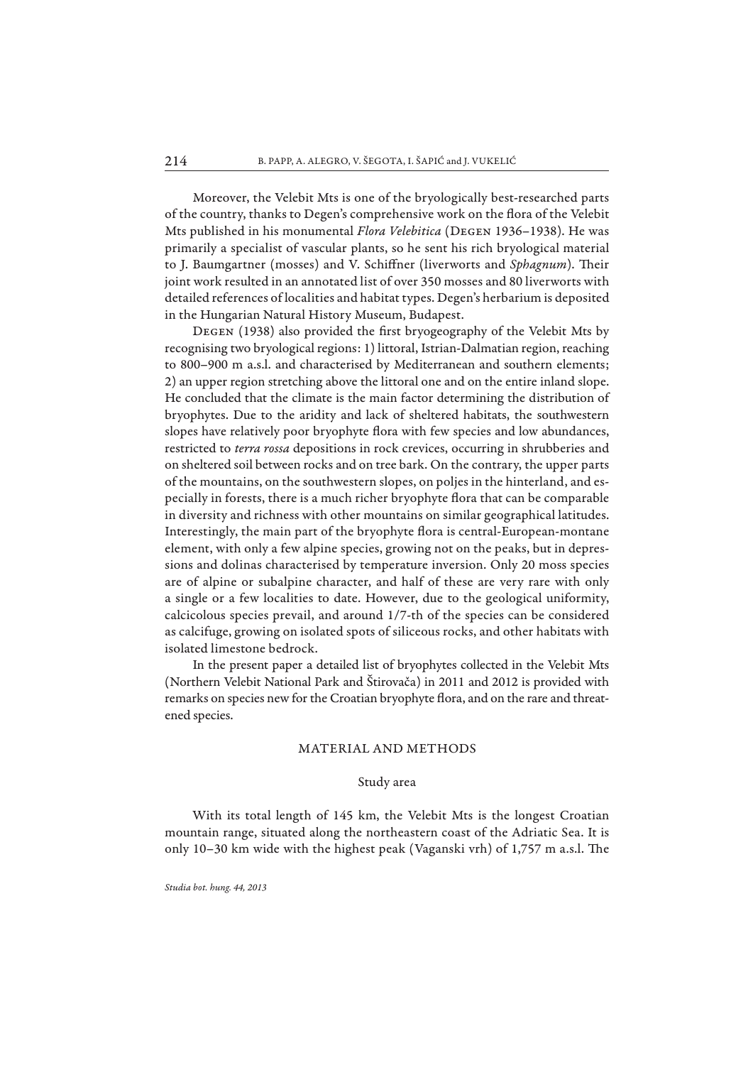Moreover, the Velebit Mts is one of the bryologically best-researched parts of the country, thanks to Degen's comprehensive work on the flora of the Velebit Mts published in his monumental *Flora Velebitica* (Degen 1936–1938). He was primarily a specialist of vascular plants, so he sent his rich bryological material to J. Baumgartner (mosses) and V. Schiffner (liverworts and *Sphagnum*). Their joint work resulted in an annotated list of over 350 mosses and 80 liverworts with detailed references of localities and habitat types. Degen's herbarium is deposited in the Hungarian Natural History Museum, Budapest.

Degen (1938) also provided the first bryogeography of the Velebit Mts by recognising two bryological regions: 1) littoral, Istrian-Dalmatian region, reaching to 800–900 m a.s.l. and characterised by Mediterranean and southern elements; 2) an upper region stretching above the littoral one and on the entire inland slope. He concluded that the climate is the main factor determining the distribution of bryophytes. Due to the aridity and lack of sheltered habitats, the southwestern slopes have relatively poor bryophyte flora with few species and low abundances, restricted to *terra rossa* depositions in rock crevices, occurring in shrubberies and on sheltered soil between rocks and on tree bark. On the contrary, the upper parts of the mountains, on the southwestern slopes, on poljes in the hinterland, and especially in forests, there is a much richer bryophyte flora that can be comparable in diversity and richness with other mountains on similar geographical latitudes. Interestingly, the main part of the bryophyte flora is central-European-montane element, with only a few alpine species, growing not on the peaks, but in depressions and dolinas characterised by temperature inversion. Only 20 moss species are of alpine or subalpine character, and half of these are very rare with only a single or a few localities to date. However, due to the geological uniformity, calcicolous species prevail, and around 1/7-th of the species can be considered as calcifuge, growing on isolated spots of siliceous rocks, and other habitats with isolated limestone bedrock.

In the present paper a detailed list of bryophytes collected in the Velebit Mts (Northern Velebit National Park and Štirovača) in 2011 and 2012 is provided with remarks on species new for the Croatian bryophyte flora, and on the rare and threatened species.

## MATERIAL AND METHODS

### Study area

With its total length of 145 km, the Velebit Mts is the longest Croatian mountain range, situated along the northeastern coast of the Adriatic Sea. It is only 10–30 km wide with the highest peak (Vaganski vrh) of 1,757 m a.s.l. The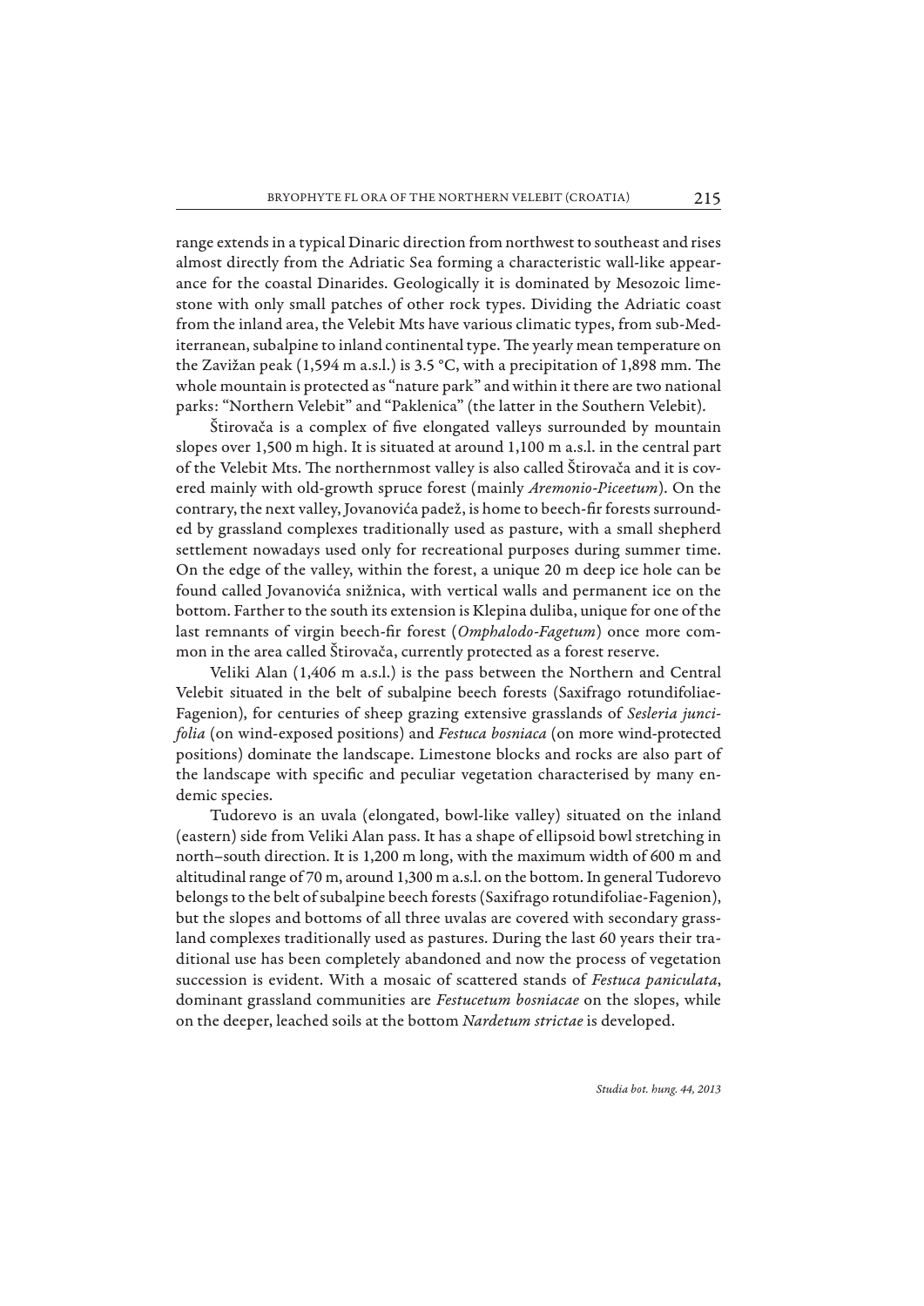range extends in a typical Dinaric direction from northwest to southeast and rises almost directly from the Adriatic Sea forming a characteristic wall-like appearance for the coastal Dinarides. Geologically it is dominated by Mesozoic limestone with only small patches of other rock types. Dividing the Adriatic coast from the inland area, the Velebit Mts have various climatic types, from sub-Mediterranean, subalpine to inland continental type. The yearly mean temperature on the Zavižan peak (1,594 m a.s.l.) is 3.5 °C, with a precipitation of 1,898 mm. The whole mountain is protected as "nature park" and within it there are two national parks: "Northern Velebit" and "Paklenica" (the latter in the Southern Velebit).

Štirovača is a complex of five elongated valleys surrounded by mountain slopes over 1,500 m high. It is situated at around 1,100 m a.s.l. in the central part of the Velebit Mts. The northernmost valley is also called Štirovača and it is covered mainly with old-growth spruce forest (mainly *Aremonio-Piceetum*). On the contrary, the next valley, Jovanovića padež, is home to beech-fir forests surrounded by grassland complexes traditionally used as pasture, with a small shepherd settlement nowadays used only for recreational purposes during summer time. On the edge of the valley, within the forest, a unique 20 m deep ice hole can be found called Jovanovića snižnica, with vertical walls and permanent ice on the bottom. Farther to the south its extension is Klepina duliba, unique for one of the last remnants of virgin beech-fir forest (*Omphalodo-Fagetum*) once more common in the area called Štirovača, currently protected as a forest reserve.

Veliki Alan (1,406 m a.s.l.) is the pass between the Northern and Central Velebit situated in the belt of subalpine beech forests (Saxifrago rotundifoliae-Fagenion), for centuries of sheep grazing extensive grasslands of *Sesleria juncifolia* (on wind-exposed positions) and *Festuca bosniaca* (on more wind-protected positions) dominate the landscape. Limestone blocks and rocks are also part of the landscape with specific and peculiar vegetation characterised by many endemic species.

Tudorevo is an uvala (elongated, bowl-like valley) situated on the inland (eastern) side from Veliki Alan pass. It has a shape of ellipsoid bowl stretching in north–south direction. It is 1,200 m long, with the maximum width of 600 m and altitudinal range of 70 m, around 1,300 m a.s.l. on the bottom. In general Tudorevo belongs to the belt of subalpine beech forests (Saxifrago rotundifoliae-Fagenion), but the slopes and bottoms of all three uvalas are covered with secondary grassland complexes traditionally used as pastures. During the last 60 years their traditional use has been completely abandoned and now the process of vegetation succession is evident. With a mosaic of scattered stands of *Festuca paniculata*, dominant grassland communities are *Festucetum bosniacae* on the slopes, while on the deeper, leached soils at the bottom *Nardetum strictae* is developed.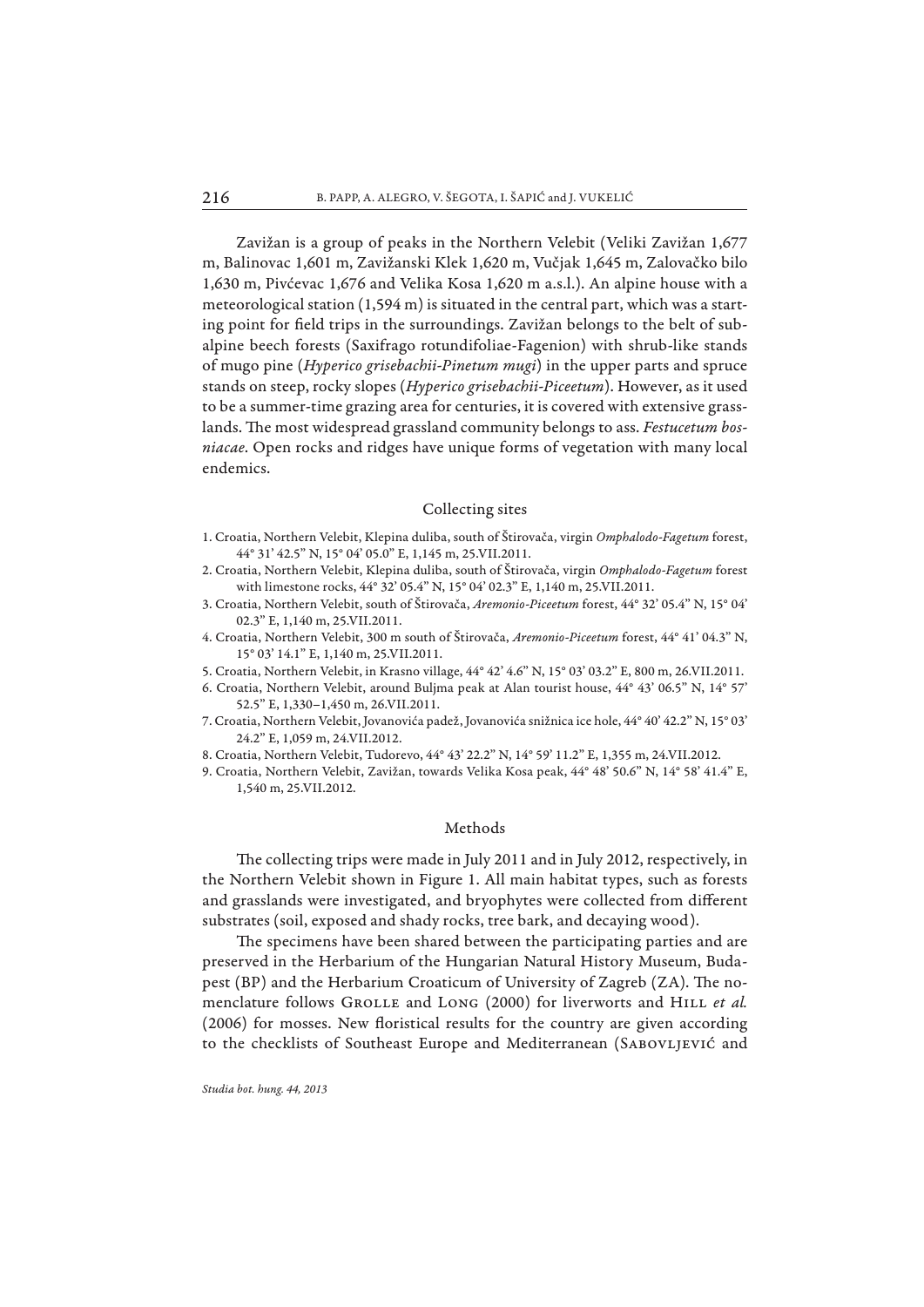Zavižan is a group of peaks in the Northern Velebit (Veliki Zavižan 1,677 m, Balinovac 1,601 m, Zavižanski Klek 1,620 m, Vučjak 1,645 m, Zalovačko bilo 1,630 m, Pivćevac 1,676 and Velika Kosa 1,620 m a.s.l.). An alpine house with a meteorological station (1,594 m) is situated in the central part, which was a starting point for field trips in the surroundings. Zavižan belongs to the belt of subalpine beech forests (Saxifrago rotundifoliae-Fagenion) with shrub-like stands of mugo pine (*Hyperico grisebachii-Pinetum mugi*) in the upper parts and spruce stands on steep, rocky slopes (*Hyperico grisebachii-Piceetum*). However, as it used to be a summer-time grazing area for centuries, it is covered with extensive grasslands. The most widespread grassland community belongs to ass. *Festucetum bosniacae.* Open rocks and ridges have unique forms of vegetation with many local endemics.

## Collecting sites

1. Croatia, Northern Velebit, Klepina duliba, south of Štirovača, virgin *Omphalodo-Fagetum* forest, 44° 31' 42.5" N, 15° 04' 05.0" E, 1,145 m, 25.VII.2011.
2. Croatia, Northern Velebit, Klepina duliba, south of Štirovača, virgin *Omphalodo-Fagetum* forest with limestone rocks, 44° 32' 05.4" N, 15° 04' 02.3" E, 1,140 m, 25.VII.2011.
3. Croatia, Northern Velebit, south of Štirovača, *Aremonio-Piceetum* forest, 44° 32' 05.4" N, 15° 04' 02.3" E, 1,140 m, 25.VII.2011.
4. Croatia, Northern Velebit, 300 m south of Štirovača, *Aremonio-Piceetum* forest, 44° 41' 04.3" N, 15° 03' 14.1" E, 1,140 m, 25.VII.2011.
5. Croatia, Northern Velebit, in Krasno village, 44° 42' 4.6" N, 15° 03' 03.2" E, 800 m, 26.VII.2011.
6. Croatia, Northern Velebit, around Buljma peak at Alan tourist house, 44° 43' 06.5" N, 14° 57' 52.5" E, 1,330–1,450 m, 26.VII.2011.
7. Croatia, Northern Velebit, Jovanovića padež, Jovanovića snižnica ice hole, 44° 40' 42.2" N, 15° 03' 24.2" E, 1,059 m, 24.VII.2012.
8. Croatia, Northern Velebit, Tudorevo, 44° 43' 22.2" N, 14° 59' 11.2" E, 1,355 m, 24.VII.2012.
9. Croatia, Northern Velebit, Zavižan, towards Velika Kosa peak, 44° 48' 50.6" N, 14° 58' 41.4" E, 1,540 m, 25.VII.2012.

## Methods

The collecting trips were made in July 2011 and in July 2012, respectively, in the Northern Velebit shown in Figure 1. All main habitat types, such as forests and grasslands were investigated, and bryophytes were collected from different substrates (soil, exposed and shady rocks, tree bark, and decaying wood).

The specimens have been shared between the participating parties and are preserved in the Herbarium of the Hungarian Natural History Museum, Budapest (BP) and the Herbarium Croaticum of University of Zagreb (ZA). The nomenclature follows Grolle and Long (2000) for liverworts and Hill *et al.* (2006) for mosses. New floristical results for the country are given according to the checklists of Southeast Europe and Mediterranean (Sabovljević and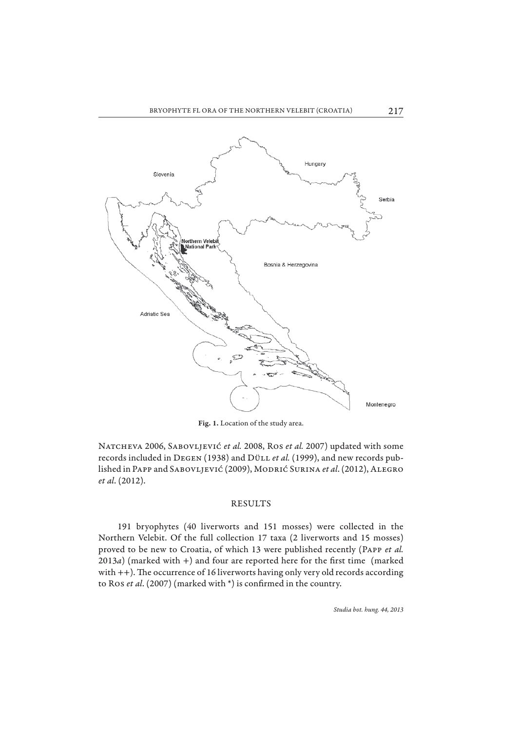Fig. 1. Location of the study area.

NATCHEVA 2006, SABOVLJEVIĆ *et al.* 2008, ROS *et al.* 2007) updated with some records included in DEGEN (1938) and DÜLL *et al.* (1999), and new records published in PAPP and SABOVLJEVIĆ (2009), MODRIĆ SURINA *et al.* (2012), ALEGRO *et al*. (2012).

## RESULTS

191 bryophytes (40 liverworts and 151 mosses) were collected in the Northern Velebit. Of the full collection 17 taxa (2 liverworts and 15 mosses) proved to be new to Croatia, of which 13 were published recently (PAPP *et al.* 2013*a*) (marked with +) and four are reported here for the first time (marked with ++). The occurrence of 16 liverworts having only very old records according to ROS *et al*. (2007) (marked with *) is confirmed in the country.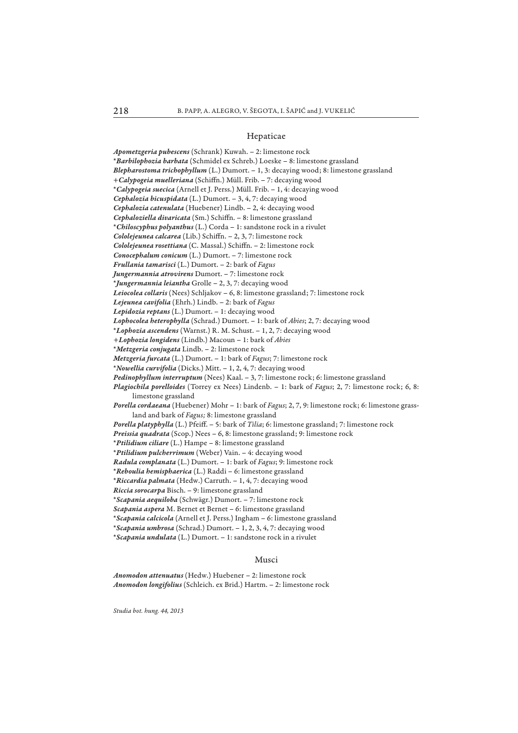## Hepaticae

***Apometzgeria pubescens*** (Schrank) Kuwah. – 2: limestone rock
*\****Barbilophozia barbata*** (Schmidel ex Schreb.) Loeske – 8: limestone grassland
***Blepharostoma trichophyllum*** (L.) Dumort. – 1, 3: decaying wood; 8: limestone grassland
+***Calypogeia muelleriana*** (Schiffn.) Müll. Frib. – 7: decaying wood
*\****Calypogeia suecica*** (Arnell et J. Perss.) Müll. Frib. – 1, 4: decaying wood
***Cephalozia bicuspidata*** (L.) Dumort. – 3, 4, 7: decaying wood
***Cephalozia catenulata*** (Huebener) Lindb. – 2, 4: decaying wood
***Cephaloziella divaricata*** (Sm.) Schiffn. – 8: limestone grassland
*\****Chiloscyphus polyanthus*** (L.) Corda – 1: sandstone rock in a rivulet
***Cololejeunea calcarea*** (Lib.) Schiffn. – 2, 3, 7: limestone rock
***Cololejeunea rosettiana*** (C. Massal.) Schiffn. – 2: limestone rock
***Conocephalum conicum*** (L.) Dumort. – 7: limestone rock
***Frullania tamarisci*** (L.) Dumort. – 2: bark of *Fagus*
***Jungermannia atrovirens*** Dumort. – 7: limestone rock
*\****Jungermannia leiantha*** Grolle – 2, 3, 7: decaying wood
***Leiocolea collaris*** (Nees) Schljakov – 6, 8: limestone grassland; 7: limestone rock
***Lejeunea cavifolia*** (Ehrh.) Lindb. – 2: bark of *Fagus*
***Lepidozia reptans*** (L.) Dumort. – 1: decaying wood
***Lophocolea heterophylla*** (Schrad.) Dumort. – 1: bark of *Abies*; 2, 7: decaying wood
*\****Lophozia ascendens*** (Warnst.) R. M. Schust. – 1, 2, 7: decaying wood
+***Lophozia longidens*** (Lindb.) Macoun – 1: bark of *Abies*
*\****Metzgeria conjugata*** Lindb. – 2: limestone rock
***Metzgeria furcata*** (L.) Dumort. – 1: bark of *Fagus*; 7: limestone rock
*\****Nowellia curvifolia*** (Dicks.) Mitt. – 1, 2, 4, 7: decaying wood
***Pedinophyllum interruptum*** (Nees) Kaal. – 3, 7: limestone rock; 6: limestone grassland
***Plagiochila porelloides*** (Torrey ex Nees) Lindenb. – 1: bark of *Fagus*; 2, 7: limestone rock; 6, 8: limestone grassland
***Porella cordaeana*** (Huebener) Mohr – 1: bark of *Fagus*; 2, 7, 9: limestone rock; 6: limestone grassland and bark of *Fagus;* 8: limestone grassland
***Porella platyphylla*** (L.) Pfeiff. – 5: bark of *Tilia*; 6: limestone grassland; 7: limestone rock
***Preissia quadrata*** (Scop.) Nees – 6, 8: limestone grassland; 9: limestone rock
*\****Ptilidium ciliare*** (L.) Hampe – 8: limestone grassland
*\****Ptilidium pulcherrimum*** (Weber) Vain. – 4: decaying wood
***Radula complanata*** (L.) Dumort. – 1: bark of *Fagus*; 9: limestone rock
*\****Reboulia hemisphaerica*** (L.) Raddi – 6: limestone grassland
*\****Riccardia palmata*** (Hedw.) Carruth. – 1, 4, 7: decaying wood
***Riccia sorocarpa*** Bisch. – 9: limestone grassland
*\****Scapania aequiloba*** (Schwägr.) Dumort. – 7: limestone rock
***Scapania aspera*** M. Bernet et Bernet – 6: limestone grassland
*\****Scapania calcicola*** (Arnell et J. Perss.) Ingham – 6: limestone grassland
*\****Scapania umbrosa*** (Schrad.) Dumort. – 1, 2, 3, 4, 7: decaying wood
*\****Scapania undulata*** (L.) Dumort. – 1: sandstone rock in a rivulet

## Musci

***Anomodon attenuatus*** (Hedw.) Huebener – 2: limestone rock
***Anomodon longifolius*** (Schleich. ex Brid.) Hartm. – 2: limestone rock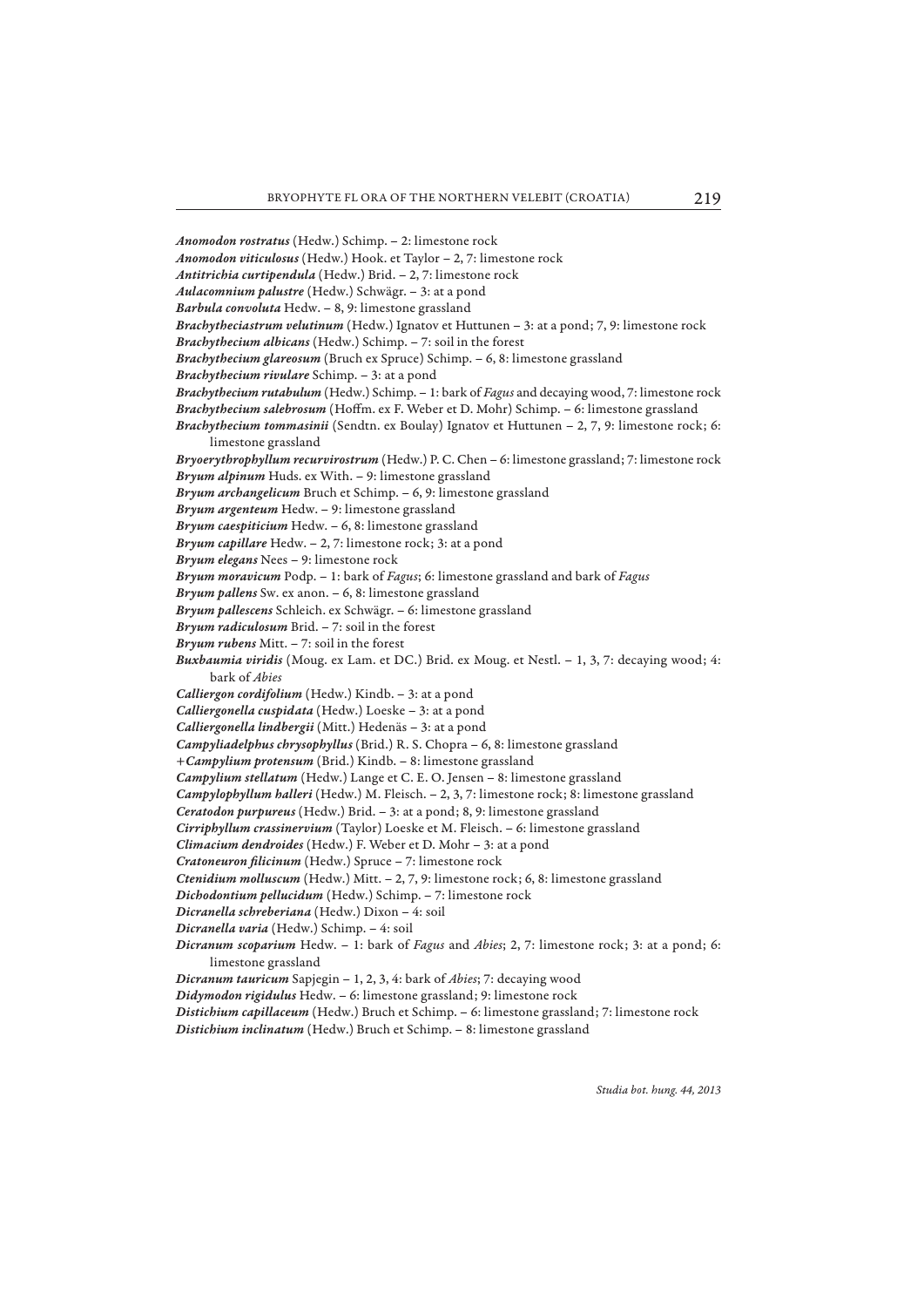***Anomodon rostratus*** (Hedw.) Schimp. – 2: limestone rock

***Anomodon viticulosus*** (Hedw.) Hook. et Taylor – 2, 7: limestone rock

***Antitrichia curtipendula*** (Hedw.) Brid. – 2, 7: limestone rock

***Aulacomnium palustre*** (Hedw.) Schwägr. – 3: at a pond

***Barbula convoluta*** Hedw. – 8, 9: limestone grassland

***Brachytheciastrum velutinum*** (Hedw.) Ignatov et Huttunen – 3: at a pond; 7, 9: limestone rock

***Brachythecium albicans*** (Hedw.) Schimp. – 7: soil in the forest

***Brachythecium glareosum*** (Bruch ex Spruce) Schimp. – 6, 8: limestone grassland

***Brachythecium rivulare*** Schimp. – 3: at a pond

***Brachythecium rutabulum*** (Hedw.) Schimp. – 1: bark of *Fagus* and decaying wood, 7: limestone rock

***Brachythecium salebrosum*** (Hoffm. ex F. Weber et D. Mohr) Schimp. – 6: limestone grassland

***Brachythecium tommasinii*** (Sendtn. ex Boulay) Ignatov et Huttunen – 2, 7, 9: limestone rock; 6: limestone grassland

***Bryoerythrophyllum recurvirostrum*** (Hedw.) P. C. Chen – 6: limestone grassland; 7: limestone rock

***Bryum alpinum*** Huds. ex With. – 9: limestone grassland

***Bryum archangelicum*** Bruch et Schimp. – 6, 9: limestone grassland

***Bryum argenteum*** Hedw. – 9: limestone grassland

***Bryum caespiticium*** Hedw. – 6, 8: limestone grassland

***Bryum capillare*** Hedw. – 2, 7: limestone rock; 3: at a pond

***Bryum elegans*** Nees – 9: limestone rock

***Bryum moravicum*** Podp. – 1: bark of *Fagus*; 6: limestone grassland and bark of *Fagus*

***Bryum pallens*** Sw. ex anon. – 6, 8: limestone grassland

***Bryum pallescens*** Schleich. ex Schwägr. – 6: limestone grassland

***Bryum radiculosum*** Brid. – 7: soil in the forest

***Bryum rubens*** Mitt. – 7: soil in the forest

***Buxbaumia viridis*** (Moug. ex Lam. et DC.) Brid. ex Moug. et Nestl. – 1, 3, 7: decaying wood; 4: bark of *Abies*

***Calliergon cordifolium*** (Hedw.) Kindb. – 3: at a pond

***Calliergonella cuspidata*** (Hedw.) Loeske – 3: at a pond

***Calliergonella lindbergii*** (Mitt.) Hedenäs – 3: at a pond

***Campyliadelphus chrysophyllus*** (Brid.) R. S. Chopra – 6, 8: limestone grassland

+***Campylium protensum*** (Brid.) Kindb. – 8: limestone grassland

***Campylium stellatum*** (Hedw.) Lange et C. E. O. Jensen – 8: limestone grassland

***Campylophyllum halleri*** (Hedw.) M. Fleisch. – 2, 3, 7: limestone rock; 8: limestone grassland

***Ceratodon purpureus*** (Hedw.) Brid. – 3: at a pond; 8, 9: limestone grassland

***Cirriphyllum crassinervium*** (Taylor) Loeske et M. Fleisch. – 6: limestone grassland

***Climacium dendroides*** (Hedw.) F. Weber et D. Mohr – 3: at a pond

***Cratoneuron filicinum*** (Hedw.) Spruce – 7: limestone rock

***Ctenidium molluscum*** (Hedw.) Mitt. – 2, 7, 9: limestone rock; 6, 8: limestone grassland

***Dichodontium pellucidum*** (Hedw.) Schimp. – 7: limestone rock

***Dicranella schreberiana*** (Hedw.) Dixon – 4: soil

***Dicranella varia*** (Hedw.) Schimp. – 4: soil

***Dicranum scoparium*** Hedw. – 1: bark of *Fagus* and *Abies*; 2, 7: limestone rock; 3: at a pond; 6: limestone grassland

***Dicranum tauricum*** Sapjegin – 1, 2, 3, 4: bark of *Abies*; 7: decaying wood

***Didymodon rigidulus*** Hedw. – 6: limestone grassland; 9: limestone rock

***Distichium capillaceum*** (Hedw.) Bruch et Schimp. – 6: limestone grassland; 7: limestone rock

***Distichium inclinatum*** (Hedw.) Bruch et Schimp. – 8: limestone grassland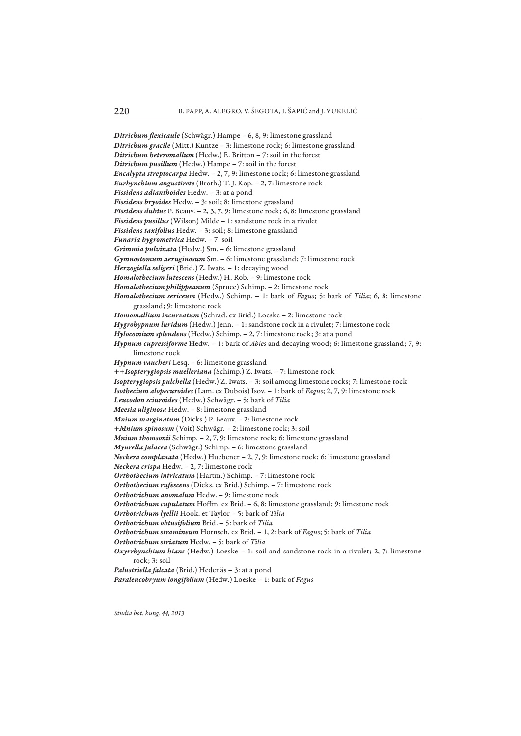***Ditrichum flexicaule*** (Schwägr.) Hampe – 6, 8, 9: limestone grassland
***Ditrichum gracile*** (Mitt.) Kuntze – 3: limestone rock; 6: limestone grassland
***Ditrichum heteromallum*** (Hedw.) E. Britton – 7: soil in the forest
***Ditrichum pusillum*** (Hedw.) Hampe – 7: soil in the forest
***Encalypta streptocarpa*** Hedw. – 2, 7, 9: limestone rock; 6: limestone grassland
***Eurhynchium angustirete*** (Broth.) T. J. Kop. – 2, 7: limestone rock
***Fissidens adianthoides*** Hedw. – 3: at a pond
***Fissidens bryoides*** Hedw. – 3: soil; 8: limestone grassland
***Fissidens dubius*** P. Beauv. – 2, 3, 7, 9: limestone rock; 6, 8: limestone grassland
***Fissidens pusillus*** (Wilson) Milde – 1: sandstone rock in a rivulet
***Fissidens taxifolius*** Hedw. – 3: soil; 8: limestone grassland
***Funaria hygrometrica*** Hedw. – 7: soil
***Grimmia pulvinata*** (Hedw.) Sm. – 6: limestone grassland
***Gymnostomum aeruginosum*** Sm. – 6: limestone grassland; 7: limestone rock
***Herzogiella seligeri*** (Brid.) Z. Iwats. – 1: decaying wood
***Homalothecium lutescens*** (Hedw.) H. Rob. – 9: limestone rock
***Homalothecium philippeanum*** (Spruce) Schimp. – 2: limestone rock
***Homalothecium sericeum*** (Hedw.) Schimp. – 1: bark of *Fagus*; 5: bark of *Tilia*; 6, 8: limestone grassland; 9: limestone rock
***Homomallium incurvatum*** (Schrad. ex Brid.) Loeske – 2: limestone rock
***Hygrohypnum luridum*** (Hedw.) Jenn. – 1: sandstone rock in a rivulet; 7: limestone rock
***Hylocomium splendens*** (Hedw.) Schimp. – 2, 7: limestone rock; 3: at a pond
***Hypnum cupressiforme*** Hedw. – 1: bark of *Abies* and decaying wood; 6: limestone grassland; 7, 9: limestone rock
***Hypnum vaucheri*** Lesq. – 6: limestone grassland
++***Isopterygiopsis muelleriana*** (Schimp.) Z. Iwats. – 7: limestone rock
***Isopterygiopsis pulchella*** (Hedw.) Z. Iwats. – 3: soil among limestone rocks; 7: limestone rock
***Isothecium alopecuroides*** (Lam. ex Dubois) Isov. – 1: bark of *Fagus*; 2, 7, 9: limestone rock
***Leucodon sciuroides*** (Hedw.) Schwägr. – 5: bark of *Tilia*
***Meesia uliginosa*** Hedw. – 8: limestone grassland
***Mnium marginatum*** (Dicks.) P. Beauv. – 2: limestone rock
+***Mnium spinosum*** (Voit) Schwägr. – 2: limestone rock; 3: soil
***Mnium thomsonii*** Schimp. – 2, 7, 9: limestone rock; 6: limestone grassland
***Myurella julacea*** (Schwägr.) Schimp. – 6: limestone grassland
***Neckera complanata*** (Hedw.) Huebener – 2, 7, 9: limestone rock; 6: limestone grassland
***Neckera crispa*** Hedw. – 2, 7: limestone rock
***Orthothecium intricatum*** (Hartm.) Schimp. – 7: limestone rock
***Orthothecium rufescens*** (Dicks. ex Brid.) Schimp. – 7: limestone rock
***Orthotrichum anomalum*** Hedw. – 9: limestone rock
***Orthotrichum cupulatum*** Hoffm. ex Brid. – 6, 8: limestone grassland; 9: limestone rock
***Orthotrichum lyellii*** Hook. et Taylor – 5: bark of *Tilia*
***Orthotrichum obtusifolium*** Brid. – 5: bark of *Tilia*
***Orthotrichum stramineum*** Hornsch. ex Brid. – 1, 2: bark of *Fagus*; 5: bark of *Tilia*
***Orthotrichum striatum*** Hedw. – 5: bark of *Tilia*
***Oxyrrhynchium hians*** (Hedw.) Loeske – 1: soil and sandstone rock in a rivulet; 2, 7: limestone rock; 3: soil
***Palustriella falcata*** (Brid.) Hedenäs – 3: at a pond
***Paraleucobryum longifolium*** (Hedw.) Loeske – 1: bark of *Fagus*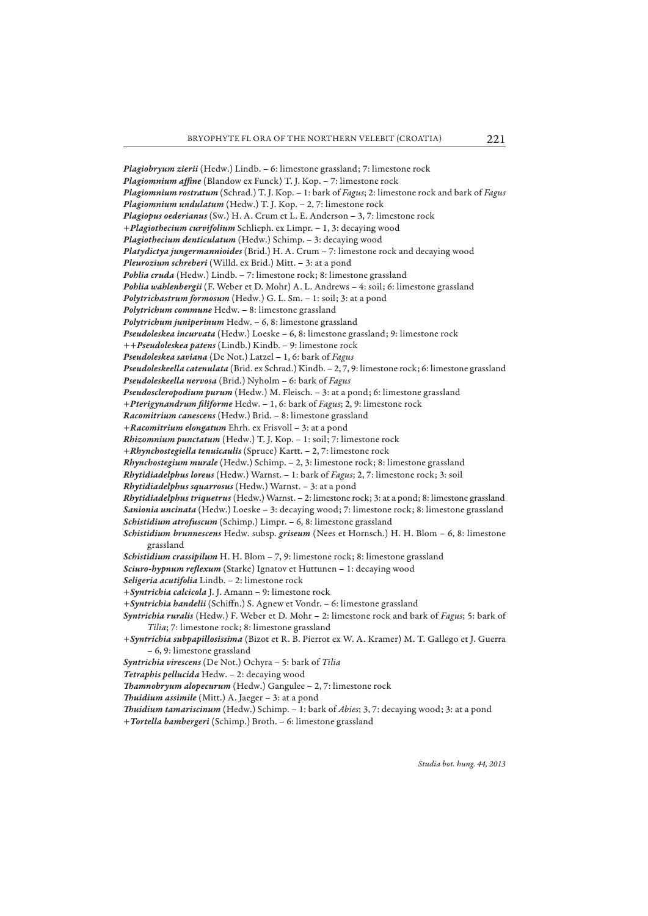***Plagiobryum zierii*** (Hedw.) Lindb. – 6: limestone grassland; 7: limestone rock
***Plagiomnium affine*** (Blandow ex Funck) T. J. Kop. – 7: limestone rock
***Plagiomnium rostratum*** (Schrad.) T. J. Kop. – 1: bark of *Fagus*; 2: limestone rock and bark of *Fagus*
***Plagiomnium undulatum*** (Hedw.) T. J. Kop. – 2, 7: limestone rock
***Plagiopus oederianus*** (Sw.) H. A. Crum et L. E. Anderson – 3, 7: limestone rock
**+*Plagiothecium curvifolium*** Schlieph. ex Limpr. – 1, 3: decaying wood
***Plagiothecium denticulatum*** (Hedw.) Schimp. – 3: decaying wood
***Platydictya jungermannioides*** (Brid.) H. A. Crum – 7: limestone rock and decaying wood
***Pleurozium schreberi*** (Willd. ex Brid.) Mitt. – 3: at a pond
***Pohlia cruda*** (Hedw.) Lindb. – 7: limestone rock; 8: limestone grassland
***Pohlia wahlenbergii*** (F. Weber et D. Mohr) A. L. Andrews – 4: soil; 6: limestone grassland
***Polytrichastrum formosum*** (Hedw.) G. L. Sm. – 1: soil; 3: at a pond
***Polytrichum commune*** Hedw. – 8: limestone grassland
***Polytrichum juniperinum*** Hedw. – 6, 8: limestone grassland
***Pseudoleskea incurvata*** (Hedw.) Loeske – 6, 8: limestone grassland; 9: limestone rock
**++*Pseudoleskea patens*** (Lindb.) Kindb. – 9: limestone rock
***Pseudoleskea saviana*** (De Not.) Latzel – 1, 6: bark of *Fagus*
***Pseudoleskeella catenulata*** (Brid. ex Schrad.) Kindb. – 2, 7, 9: limestone rock; 6: limestone grassland
***Pseudoleskeella nervosa*** (Brid.) Nyholm – 6: bark of *Fagus*
***Pseudoscleropodium purum*** (Hedw.) M. Fleisch. – 3: at a pond; 6: limestone grassland
**+*Pterigynandrum filiforme*** Hedw. – 1, 6: bark of *Fagus*; 2, 9: limestone rock
***Racomitrium canescens*** (Hedw.) Brid. – 8: limestone grassland
**+*Racomitrium elongatum*** Ehrh. ex Frisvoll – 3: at a pond
***Rhizomnium punctatum*** (Hedw.) T. J. Kop. – 1: soil; 7: limestone rock
**+*Rhynchostegiella tenuicaulis*** (Spruce) Kartt. – 2, 7: limestone rock
***Rhynchostegium murale*** (Hedw.) Schimp. – 2, 3: limestone rock; 8: limestone grassland
***Rhytidiadelphus loreus*** (Hedw.) Warnst. – 1: bark of *Fagus*; 2, 7: limestone rock; 3: soil
***Rhytidiadelphus squarrosus*** (Hedw.) Warnst. – 3: at a pond
***Rhytidiadelphus triquetrus*** (Hedw.) Warnst. – 2: limestone rock; 3: at a pond; 8: limestone grassland
***Sanionia uncinata*** (Hedw.) Loeske – 3: decaying wood; 7: limestone rock; 8: limestone grassland
***Schistidium atrofuscum*** (Schimp.) Limpr. – 6, 8: limestone grassland
***Schistidium brunnescens*** Hedw. subsp. ***griseum*** (Nees et Hornsch.) H. H. Blom – 6, 8: limestone grassland
***Schistidium crassipilum*** H. H. Blom – 7, 9: limestone rock; 8: limestone grassland
***Sciuro-hypnum reflexum*** (Starke) Ignatov et Huttunen – 1: decaying wood
***Seligeria acutifolia*** Lindb. – 2: limestone rock
**+*Syntrichia calcicola*** J. J. Amann – 9: limestone rock
**+*Syntrichia handelii*** (Schiffn.) S. Agnew et Vondr. – 6: limestone grassland
***Syntrichia ruralis*** (Hedw.) F. Weber et D. Mohr – 2: limestone rock and bark of *Fagus*; 5: bark of *Tilia*; 7: limestone rock; 8: limestone grassland
**+*Syntrichia subpapillosissima*** (Bizot et R. B. Pierrot ex W. A. Kramer) M. T. Gallego et J. Guerra – 6, 9: limestone grassland
***Syntrichia virescens*** (De Not.) Ochyra – 5: bark of *Tilia*
***Tetraphis pellucida*** Hedw. – 2: decaying wood
***Thamnobryum alopecurum*** (Hedw.) Gangulee – 2, 7: limestone rock
***Thuidium assimile*** (Mitt.) A. Jaeger – 3: at a pond
***Thuidium tamariscinum*** (Hedw.) Schimp. – 1: bark of *Abies*; 3, 7: decaying wood; 3: at a pond
**+*Tortella bambergeri*** (Schimp.) Broth. – 6: limestone grassland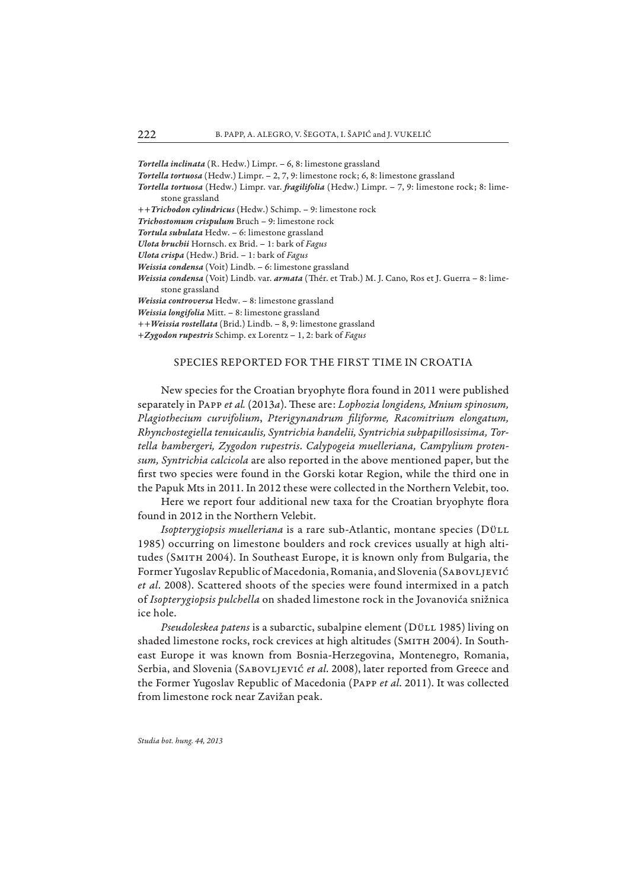***Tortella inclinata*** (R. Hedw.) Limpr. – 6, 8: limestone grassland
***Tortella tortuosa*** (Hedw.) Limpr. – 2, 7, 9: limestone rock; 6, 8: limestone grassland
***Tortella tortuosa*** (Hedw.) Limpr. var. ***fragilifolia*** (Hedw.) Limpr. – 7, 9: limestone rock; 8: limestone grassland
++***Trichodon cylindricus*** (Hedw.) Schimp. – 9: limestone rock
***Trichostomum crispulum*** Bruch – 9: limestone rock
***Tortula subulata*** Hedw. – 6: limestone grassland
***Ulota bruchii*** Hornsch. ex Brid. – 1: bark of *Fagus*
***Ulota crispa*** (Hedw.) Brid. – 1: bark of *Fagus*
***Weissia condensa*** (Voit) Lindb. – 6: limestone grassland
***Weissia condensa*** (Voit) Lindb. var. ***armata*** (Thér. et Trab.) M. J. Cano, Ros et J. Guerra – 8: limestone grassland
***Weissia controversa*** Hedw. – 8: limestone grassland
***Weissia longifolia*** Mitt. – 8: limestone grassland
++***Weissia rostellata*** (Brid.) Lindb. – 8, 9: limestone grassland
+***Zygodon rupestris*** Schimp. ex Lorentz – 1, 2: bark of *Fagus*

## SPECIES REPORTED FOR THE FIRST TIME IN CROATIA

New species for the Croatian bryophyte flora found in 2011 were published separately in Papp *et al.* (2013*a*). These are: *Lophozia longidens, Mnium spinosum, Plagiothecium curvifolium*, *Pterigynandrum filiforme, Racomitrium elongatum, Rhynchostegiella tenuicaulis, Syntrichia handelii, Syntrichia subpapillosissima, Tortella bambergeri, Zygodon rupestris*. *Calypogeia muelleriana, Campylium protensum, Syntrichia calcicola* are also reported in the above mentioned paper, but the first two species were found in the Gorski kotar Region, while the third one in the Papuk Mts in 2011. In 2012 these were collected in the Northern Velebit, too.

Here we report four additional new taxa for the Croatian bryophyte flora found in 2012 in the Northern Velebit.

*Isopterygiopsis muelleriana* is a rare sub-Atlantic, montane species (Düll 1985) occurring on limestone boulders and rock crevices usually at high altitudes (Smith 2004). In Southeast Europe, it is known only from Bulgaria, the Former Yugoslav Republic of Macedonia, Romania, and Slovenia (Sabovljević *et al*. 2008). Scattered shoots of the species were found intermixed in a patch of *Isopterygiopsis pulchella* on shaded limestone rock in the Jovanovića snižnica ice hole.

*Pseudoleskea patens* is a subarctic, subalpine element (Düll 1985) living on shaded limestone rocks, rock crevices at high altitudes (Smith 2004). In Southeast Europe it was known from Bosnia-Herzegovina, Montenegro, Romania, Serbia, and Slovenia (Sabovljević *et al*. 2008), later reported from Greece and the Former Yugoslav Republic of Macedonia (Papp *et al*. 2011). It was collected from limestone rock near Zavižan peak.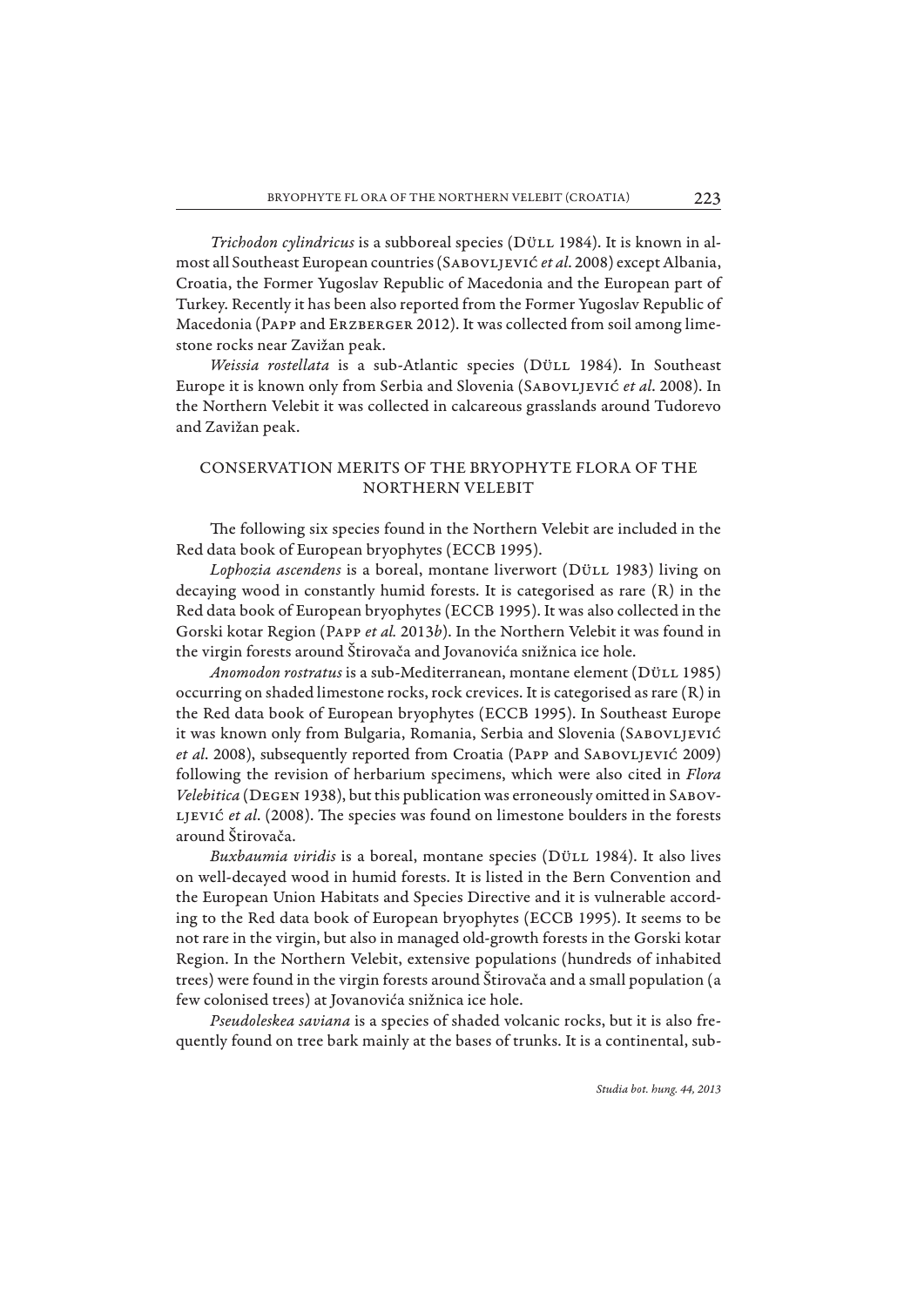*Trichodon cylindricus* is a subboreal species (Düll 1984). It is known in almost all Southeast European countries (Sabovljević *et al*. 2008) except Albania, Croatia, the Former Yugoslav Republic of Macedonia and the European part of Turkey. Recently it has been also reported from the Former Yugoslav Republic of Macedonia (Papp and Erzberger 2012). It was collected from soil among limestone rocks near Zavižan peak.

*Weissia rostellata* is a sub-Atlantic species (Düll 1984). In Southeast Europe it is known only from Serbia and Slovenia (Sabovljević *et al*. 2008). In the Northern Velebit it was collected in calcareous grasslands around Tudorevo and Zavižan peak.

## CONSERVATION MERITS OF THE BRYOPHYTE FLORA OF THE NORTHERN VELEBIT

The following six species found in the Northern Velebit are included in the Red data book of European bryophytes (ECCB 1995).

*Lophozia ascendens* is a boreal, montane liverwort (Düll 1983) living on decaying wood in constantly humid forests. It is categorised as rare (R) in the Red data book of European bryophytes (ECCB 1995). It was also collected in the Gorski kotar Region (Papp *et al.* 2013*b*). In the Northern Velebit it was found in the virgin forests around Štirovača and Jovanovića snižnica ice hole.

*Anomodon rostratus* is a sub-Mediterranean, montane element (Düll 1985) occurring on shaded limestone rocks, rock crevices. It is categorised as rare (R) in the Red data book of European bryophytes (ECCB 1995). In Southeast Europe it was known only from Bulgaria, Romania, Serbia and Slovenia (Sabovljević *et al*. 2008), subsequently reported from Croatia (Papp and Sabovljević 2009) following the revision of herbarium specimens, which were also cited in *Flora Velebitica* (Degen 1938), but this publication was erroneously omitted in Sabovljević *et al*. (2008). The species was found on limestone boulders in the forests around Štirovača.

*Buxbaumia viridis* is a boreal, montane species (Düll 1984). It also lives on well-decayed wood in humid forests. It is listed in the Bern Convention and the European Union Habitats and Species Directive and it is vulnerable according to the Red data book of European bryophytes (ECCB 1995). It seems to be not rare in the virgin, but also in managed old-growth forests in the Gorski kotar Region. In the Northern Velebit, extensive populations (hundreds of inhabited trees) were found in the virgin forests around Štirovača and a small population (a few colonised trees) at Jovanovića snižnica ice hole.

*Pseudoleskea saviana* is a species of shaded volcanic rocks, but it is also frequently found on tree bark mainly at the bases of trunks. It is a continental, sub-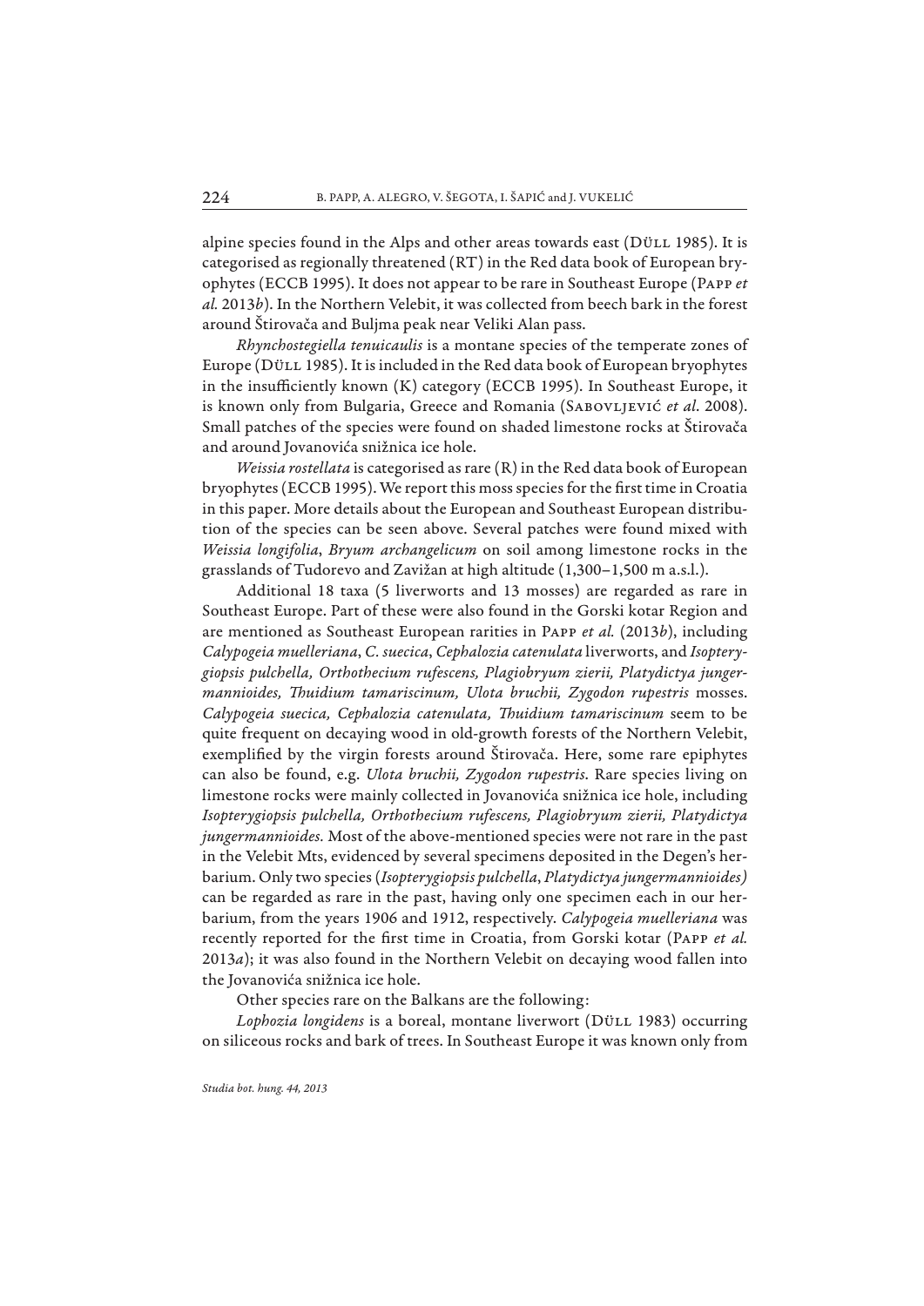alpine species found in the Alps and other areas towards east (DÜLL 1985). It is categorised as regionally threatened (RT) in the Red data book of European bryophytes (ECCB 1995). It does not appear to be rare in Southeast Europe (PAPP *et al.* 2013*b*). In the Northern Velebit, it was collected from beech bark in the forest around Štirovača and Buljma peak near Veliki Alan pass.

*Rhynchostegiella tenuicaulis* is a montane species of the temperate zones of Europe (DÜLL 1985). It is included in the Red data book of European bryophytes in the insufficiently known (K) category (ECCB 1995). In Southeast Europe, it is known only from Bulgaria, Greece and Romania (SABOVLJEVIĆ *et al.* 2008). Small patches of the species were found on shaded limestone rocks at Štirovača and around Jovanovića snižnica ice hole.

*Weissia rostellata* is categorised as rare (R) in the Red data book of European bryophytes (ECCB 1995). We report this moss species for the first time in Croatia in this paper. More details about the European and Southeast European distribution of the species can be seen above. Several patches were found mixed with *Weissia longifolia*, *Bryum archangelicum* on soil among limestone rocks in the grasslands of Tudorevo and Zavižan at high altitude (1,300–1,500 m a.s.l.).

Additional 18 taxa (5 liverworts and 13 mosses) are regarded as rare in Southeast Europe. Part of these were also found in the Gorski kotar Region and are mentioned as Southeast European rarities in PAPP *et al.* (2013*b*), including *Calypogeia muelleriana*, *C. suecica*, *Cephalozia catenulata* liverworts, and *Isopterygiopsis pulchella, Orthothecium rufescens, Plagiobryum zierii, Platydictya jungermannioides, Thuidium tamariscinum, Ulota bruchii, Zygodon rupestris* mosses. *Calypogeia suecica, Cephalozia catenulata, Thuidium tamariscinum* seem to be quite frequent on decaying wood in old-growth forests of the Northern Velebit, exemplified by the virgin forests around Štirovača. Here, some rare epiphytes can also be found, e.g. *Ulota bruchii, Zygodon rupestris.* Rare species living on limestone rocks were mainly collected in Jovanovića snižnica ice hole, including *Isopterygiopsis pulchella, Orthothecium rufescens, Plagiobryum zierii, Platydictya jungermannioides.* Most of the above-mentioned species were not rare in the past in the Velebit Mts, evidenced by several specimens deposited in the Degen's herbarium. Only two species (*Isopterygiopsis pulchella*, *Platydictya jungermannioides)* can be regarded as rare in the past, having only one specimen each in our herbarium, from the years 1906 and 1912, respectively. *Calypogeia muelleriana* was recently reported for the first time in Croatia, from Gorski kotar (PAPP *et al.* 2013*a*); it was also found in the Northern Velebit on decaying wood fallen into the Jovanovića snižnica ice hole.

Other species rare on the Balkans are the following:

*Lophozia longidens* is a boreal, montane liverwort (DÜLL 1983) occurring on siliceous rocks and bark of trees. In Southeast Europe it was known only from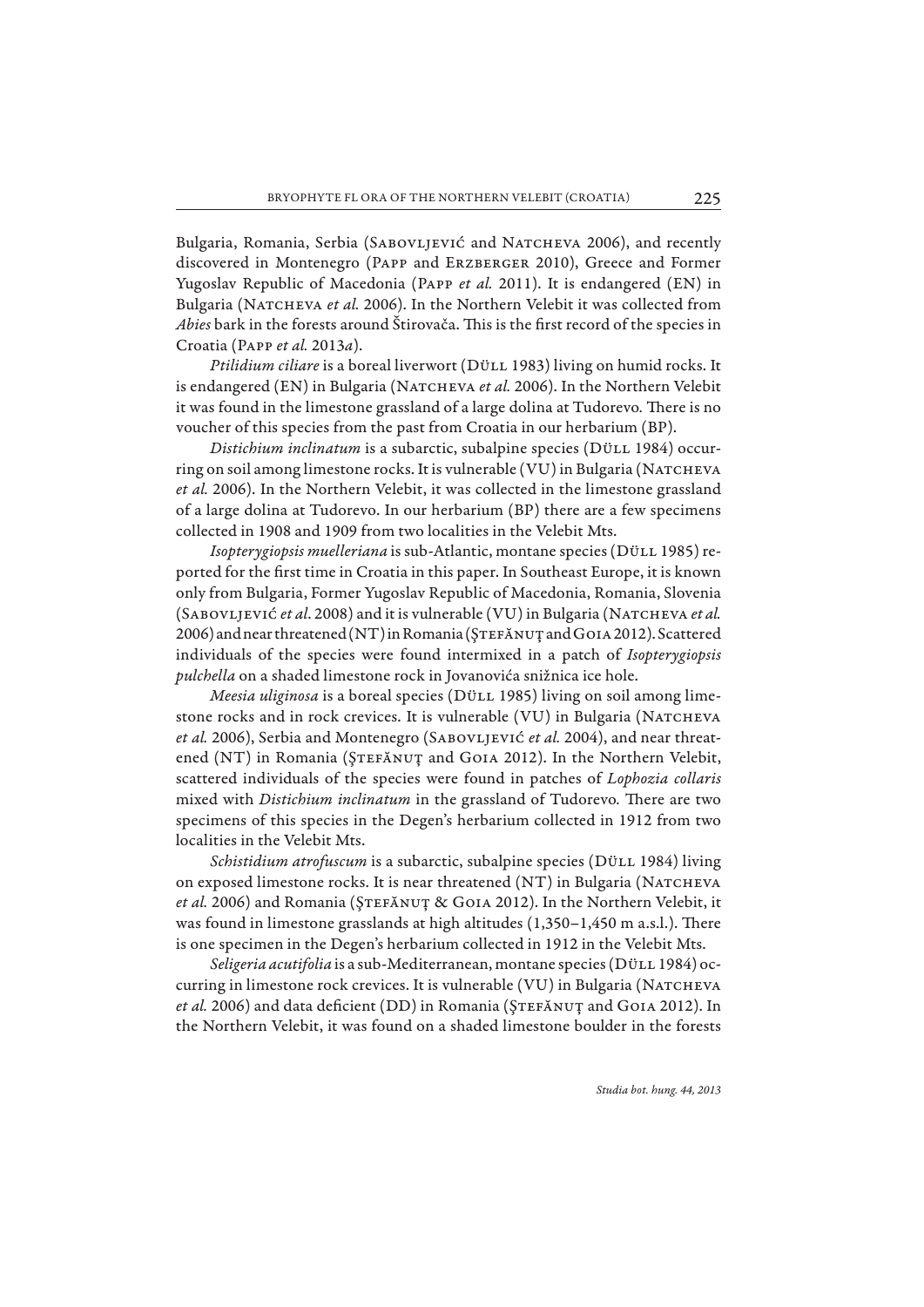Bulgaria, Romania, Serbia (Sabovljević and Natcheva 2006), and recently discovered in Montenegro (Papp and Erzberger 2010), Greece and Former Yugoslav Republic of Macedonia (Papp *et al.* 2011). It is endangered (EN) in Bulgaria (Natcheva *et al.* 2006). In the Northern Velebit it was collected from *Abies* bark in the forests around Štirovača. This is the first record of the species in Croatia (Papp *et al.* 2013*a*).

*Ptilidium ciliare* is a boreal liverwort (Düll 1983) living on humid rocks. It is endangered (EN) in Bulgaria (Natcheva *et al.* 2006). In the Northern Velebit it was found in the limestone grassland of a large dolina at Tudorevo. There is no voucher of this species from the past from Croatia in our herbarium (BP).

*Distichium inclinatum* is a subarctic, subalpine species (Düll 1984) occurring on soil among limestone rocks. It is vulnerable (VU) in Bulgaria (Natcheva *et al.* 2006). In the Northern Velebit, it was collected in the limestone grassland of a large dolina at Tudorevo. In our herbarium (BP) there are a few specimens collected in 1908 and 1909 from two localities in the Velebit Mts.

*Isopterygiopsis muelleriana* is sub-Atlantic, montane species (Düll 1985) reported for the first time in Croatia in this paper. In Southeast Europe, it is known only from Bulgaria, Former Yugoslav Republic of Macedonia, Romania, Slovenia (Sabovljević *et al.* 2008) and it is vulnerable (VU) in Bulgaria (Natcheva *et al.* 2006) and near threatened (NT) in Romania (Ştefănuţ and Goia 2012). Scattered individuals of the species were found intermixed in a patch of *Isopterygiopsis pulchella* on a shaded limestone rock in Jovanovića snižnica ice hole.

*Meesia uliginosa* is a boreal species (Düll 1985) living on soil among limestone rocks and in rock crevices. It is vulnerable (VU) in Bulgaria (Natcheva *et al.* 2006), Serbia and Montenegro (Sabovljević *et al.* 2004), and near threatened (NT) in Romania (Ştefănuţ and Goia 2012). In the Northern Velebit, scattered individuals of the species were found in patches of *Lophozia collaris* mixed with *Distichium inclinatum* in the grassland of Tudorevo. There are two specimens of this species in the Degen's herbarium collected in 1912 from two localities in the Velebit Mts.

*Schistidium atrofuscum* is a subarctic, subalpine species (Düll 1984) living on exposed limestone rocks. It is near threatened (NT) in Bulgaria (Natcheva *et al.* 2006) and Romania (Ştefănuţ & Goia 2012). In the Northern Velebit, it was found in limestone grasslands at high altitudes (1,350–1,450 m a.s.l.). There is one specimen in the Degen's herbarium collected in 1912 in the Velebit Mts.

*Seligeria acutifolia* is a sub-Mediterranean, montane species (Düll 1984) occurring in limestone rock crevices. It is vulnerable (VU) in Bulgaria (Natcheva *et al.* 2006) and data deficient (DD) in Romania (Ştefănuţ and Goia 2012). In the Northern Velebit, it was found on a shaded limestone boulder in the forests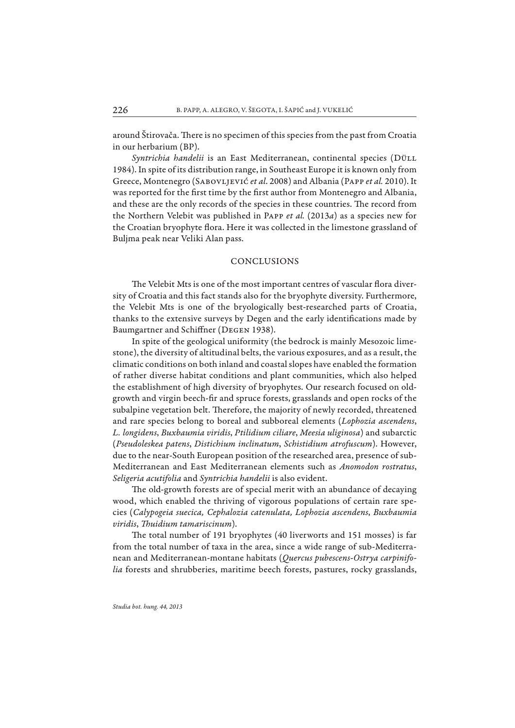around Štirovača. There is no specimen of this species from the past from Croatia in our herbarium (BP).

*Syntrichia handelii* is an East Mediterranean, continental species (Düll 1984). In spite of its distribution range, in Southeast Europe it is known only from Greece, Montenegro (Sabovljević *et al*. 2008) and Albania (Papp *et al.* 2010). It was reported for the first time by the first author from Montenegro and Albania, and these are the only records of the species in these countries. The record from the Northern Velebit was published in Papp *et al.* (2013*a*) as a species new for the Croatian bryophyte flora. Here it was collected in the limestone grassland of Buljma peak near Veliki Alan pass.

## CONCLUSIONS

The Velebit Mts is one of the most important centres of vascular flora diversity of Croatia and this fact stands also for the bryophyte diversity. Furthermore, the Velebit Mts is one of the bryologically best-researched parts of Croatia, thanks to the extensive surveys by Degen and the early identifications made by Baumgartner and Schiffner (Degen 1938).

In spite of the geological uniformity (the bedrock is mainly Mesozoic limestone), the diversity of altitudinal belts, the various exposures, and as a result, the climatic conditions on both inland and coastal slopes have enabled the formation of rather diverse habitat conditions and plant communities, which also helped the establishment of high diversity of bryophytes. Our research focused on old-growth and virgin beech-fir and spruce forests, grasslands and open rocks of the subalpine vegetation belt. Therefore, the majority of newly recorded, threatened and rare species belong to boreal and subboreal elements (*Lophozia ascendens*, *L. longidens*, *Buxbaumia viridis*, *Ptilidium ciliare*, *Meesia uliginosa*) and subarctic (*Pseudoleskea patens*, *Distichium inclinatum*, *Schistidium atrofuscum*). However, due to the near-South European position of the researched area, presence of sub-Mediterranean and East Mediterranean elements such as *Anomodon rostratus*, *Seligeria acutifolia* and *Syntrichia handelii* is also evident.

The old-growth forests are of special merit with an abundance of decaying wood, which enabled the thriving of vigorous populations of certain rare species (*Calypogeia suecica, Cephalozia catenulata, Lophozia ascendens*, *Buxbaumia viridis*, *Thuidium tamariscinum*).

The total number of 191 bryophytes (40 liverworts and 151 mosses) is far from the total number of taxa in the area, since a wide range of sub-Mediterranean and Mediterranean-montane habitats (*Quercus pubescens-Ostrya carpinifolia* forests and shrubberies, maritime beech forests, pastures, rocky grasslands,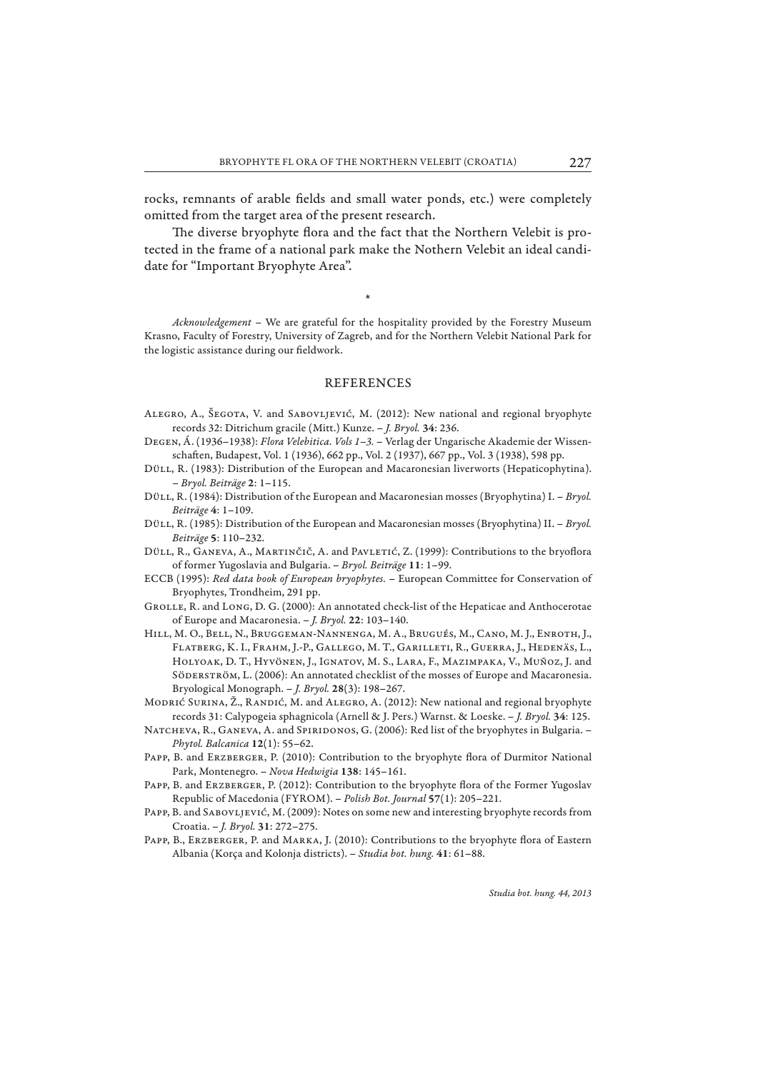rocks, remnants of arable fields and small water ponds, etc.) were completely omitted from the target area of the present research.

The diverse bryophyte flora and the fact that the Northern Velebit is protected in the frame of a national park make the Nothern Velebit an ideal candidate for "Important Bryophyte Area".

\*

*Acknowledgement* – We are grateful for the hospitality provided by the Forestry Museum Krasno, Faculty of Forestry, University of Zagreb, and for the Northern Velebit National Park for the logistic assistance during our fieldwork.

## REFERENCES

Alegro, A., Šegota, V. and Sabovljević, M. (2012): New national and regional bryophyte records 32: Ditrichum gracile (Mitt.) Kunze. – *J. Bryol.* **34**: 236.

Degen, Á. (1936–1938): *Flora Velebitica. Vols 1–3.* – Verlag der Ungarische Akademie der Wissenschaften, Budapest, Vol. 1 (1936), 662 pp., Vol. 2 (1937), 667 pp., Vol. 3 (1938), 598 pp.

Düll, R. (1983): Distribution of the European and Macaronesian liverworts (Hepaticophytina). – *Bryol. Beiträge* **2**: 1–115.

Düll, R. (1984): Distribution of the European and Macaronesian mosses (Bryophytina) I. – *Bryol. Beiträge* **4**: 1–109.

Düll, R. (1985): Distribution of the European and Macaronesian mosses (Bryophytina) II. – *Bryol. Beiträge* **5**: 110–232.

Düll, R., Ganeva, A., Martinčič, A. and Pavletić, Z. (1999): Contributions to the bryoflora of former Yugoslavia and Bulgaria. – *Bryol. Beiträge* **11**: 1–99.

ECCB (1995): *Red data book of European bryophytes.* – European Committee for Conservation of Bryophytes, Trondheim, 291 pp.

Grolle, R. and Long, D. G. (2000): An annotated check-list of the Hepaticae and Anthocerotae of Europe and Macaronesia. – *J. Bryol.* **22**: 103–140.

Hill, M. O., Bell, N., Bruggeman-Nannenga, M. A., Brugués, M., Cano, M. J., Enroth, J., Flatberg, K. I., Frahm, J.-P., Gallego, M. T., Garilleti, R., Guerra, J., Hedenäs, L., Holyoak, D. T., Hyvönen, J., Ignatov, M. S., Lara, F., Mazimpaka, V., Muñoz, J. and Söderström, L. (2006): An annotated checklist of the mosses of Europe and Macaronesia. Bryological Monograph. – *J. Bryol.* **28**(3): 198–267.

Modrić Surina, Ž., Randić, M. and Alegro, A. (2012): New national and regional bryophyte records 31: Calypogeia sphagnicola (Arnell & J. Pers.) Warnst. & Loeske. – *J. Bryol.* **34**: 125.

Natcheva, R., Ganeva, A. and Spiridonos, G. (2006): Red list of the bryophytes in Bulgaria. – *Phytol. Balcanica* **12**(1): 55–62.

Papp, B. and Erzberger, P. (2010): Contribution to the bryophyte flora of Durmitor National Park, Montenegro. – *Nova Hedwigia* **138**: 145–161.

Papp, B. and Erzberger, P. (2012): Contribution to the bryophyte flora of the Former Yugoslav Republic of Macedonia (FYROM). – *Polish Bot. Journal* **57**(1): 205–221.

Papp, B. and Sabovljević, M. (2009): Notes on some new and interesting bryophyte records from Croatia. – *J. Bryol.* **31**: 272–275.

Papp, B., Erzberger, P. and Marka, J. (2010): Contributions to the bryophyte flora of Eastern Albania (Korça and Kolonja districts). – *Studia bot. hung.* **41**: 61–88.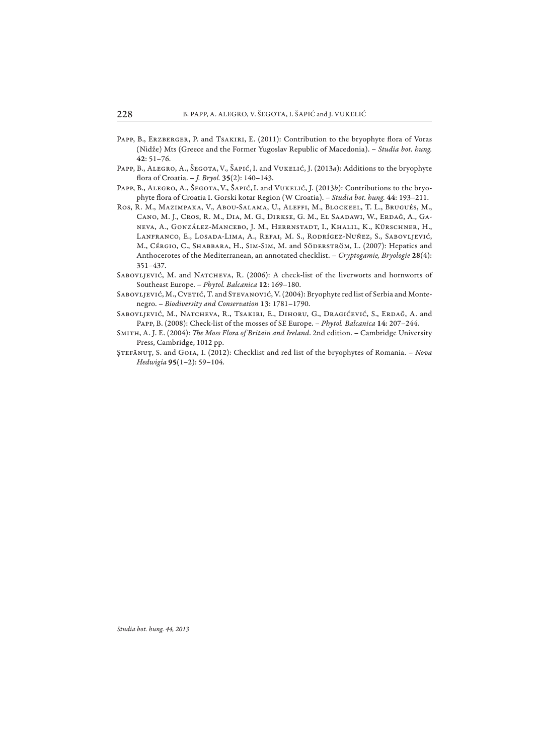Papp, B., Erzberger, P. and Tsakiri, E. (2011): Contribution to the bryophyte flora of Voras (Nidže) Mts (Greece and the Former Yugoslav Republic of Macedonia). – *Studia bot. hung.* **42**: 51–76.

Papp, B., Alegro, A., Šegota, V., Šapić, I. and Vukelić, J. (2013*a*): Additions to the bryophyte flora of Croatia. – *J. Bryol.* **35**(2): 140–143.

Papp, B., Alegro, A., Šegota, V., Šapić, I. and Vukelić, J. (2013*b*): Contributions to the bryophyte flora of Croatia I. Gorski kotar Region (W Croatia). – *Studia bot. hung.* **44**: 193–211.

Ros, R. M., Mazimpaka, V., Abou-Salama, U., Aleffi, M., Blockeel, T. L., Brugués, M., Cano, M. J., Cros, R. M., Dia, M. G., Dirkse, G. M., El Saadawi, W., Erdağ, A., Ganeva, A., González-Mancebo, J. M., Herrnstadt, I., Khalil, K., Kürschner, H., Lanfranco, E., Losada-Lima, A., Refai, M. S., Rodrígez-Nuñez, S., Sabovljević, M., Cérgio, C., Shabbara, H., Sim-Sim, M. and Söderström, L. (2007): Hepatics and Anthocerotes of the Mediterranean, an annotated checklist. – *Cryptogamie, Bryologie* **28**(4): 351–437.

Sabovljević, M. and Natcheva, R. (2006): A check-list of the liverworts and hornworts of Southeast Europe. – *Phytol. Balcanica* **12**: 169–180.

Sabovljević, M., Cvetić, T. and Stevanović, V. (2004): Bryophyte red list of Serbia and Montenegro. – *Biodiversity and Conservation* **13**: 1781–1790.

Sabovljević, M., Natcheva, R., Tsakiri, E., Dihoru, G., Dragićević, S., Erdağ, A. and Papp, B. (2008): Check-list of the mosses of SE Europe. – *Phytol. Balcanica* **14**: 207–244.

Smith, A. J. E. (2004): *The Moss Flora of Britain and Ireland*. 2nd edition. – Cambridge University Press, Cambridge, 1012 pp.

Ştefănuţ, S. and Goia, I. (2012): Checklist and red list of the bryophytes of Romania. – *Nova Hedwigia* **95**(1–2): 59–104.